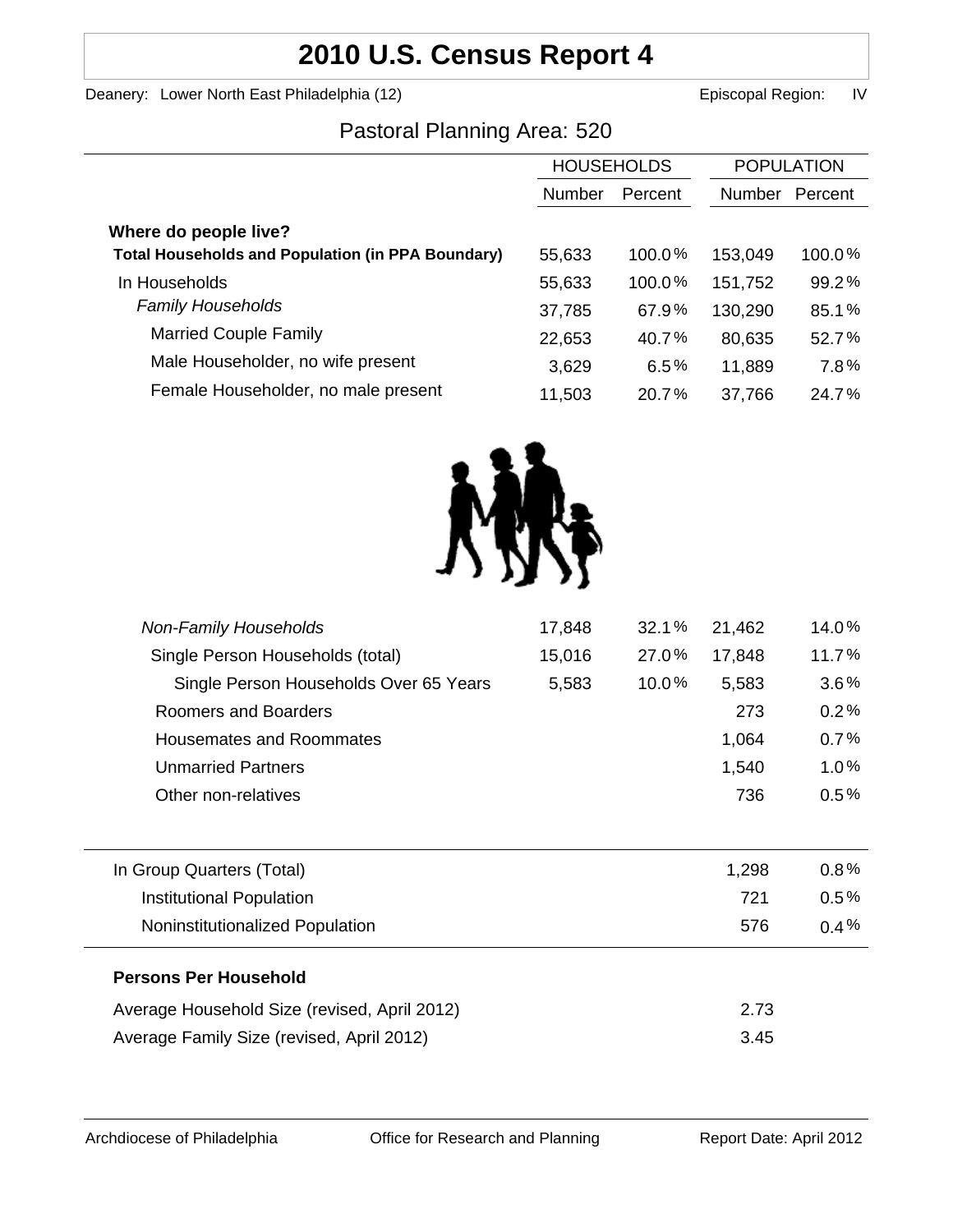# 2010 U.S. Census Report 4

Deanery: Lower North East Philadelphia (12) Episcopal Region: IV

## Pastoral Planning Area: 520

| | HOUSEHOLDS | | POPULATION | |
|---|---|---|---|---|
| | Number | Percent | Number | Percent |
| **Where do people live?** | | | | |
| **Total Households and Population (in PPA Boundary)** | 55,633 | 100.0% | 153,049 | 100.0% |
| In Households | 55,633 | 100.0% | 151,752 | 99.2% |
| *Family Households* | 37,785 | 67.9% | 130,290 | 85.1% |
| Married Couple Family | 22,653 | 40.7% | 80,635 | 52.7% |
| Male Householder, no wife present | 3,629 | 6.5% | 11,889 | 7.8% |
| Female Householder, no male present | 11,503 | 20.7% | 37,766 | 24.7% |
| *Non-Family Households* | 17,848 | 32.1% | 21,462 | 14.0% |
| Single Person Households (total) | 15,016 | 27.0% | 17,848 | 11.7% |
| Single Person Households Over 65 Years | 5,583 | 10.0% | 5,583 | 3.6% |
| Roomers and Boarders | | | 273 | 0.2% |
| Housemates and Roommates | | | 1,064 | 0.7% |
| Unmarried Partners | | | 1,540 | 1.0% |
| Other non-relatives | | | 736 | 0.5% |
| In Group Quarters (Total) | | | 1,298 | 0.8% |
| Institutional Population | | | 721 | 0.5% |
| Noninstitutionalized Population | | | 576 | 0.4% |

**Persons Per Household**

| | |
|---|---|
| Average Household Size (revised, April 2012) | 2.73 |
| Average Family Size (revised, April 2012) | 3.45 |

Archdiocese of Philadelphia Office for Research and Planning Report Date: April 2012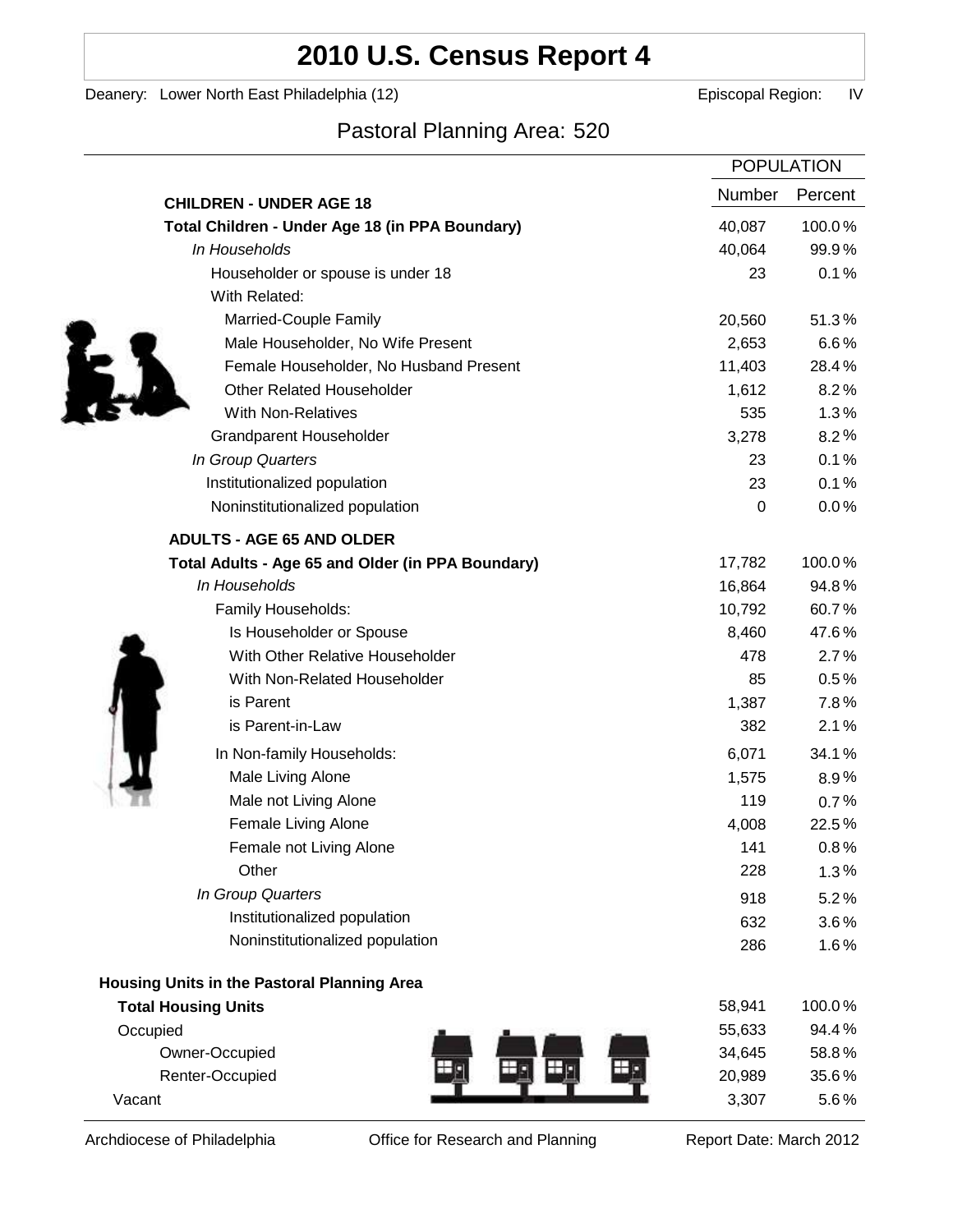# 2010 U.S. Census Report 4

Deanery: Lower North East Philadelphia (12) Episcopal Region: IV

## Pastoral Planning Area: 520

| | POPULATION | |
|---|---|---|
| **CHILDREN - UNDER AGE 18** | Number | Percent |
| **Total Children - Under Age 18 (in PPA Boundary)** | 40,087 | 100.0% |
| *In Households* | 40,064 | 99.9% |
| Householder or spouse is under 18 | 23 | 0.1% |
| With Related: | | |
| Married-Couple Family | 20,560 | 51.3% |
| Male Householder, No Wife Present | 2,653 | 6.6% |
| Female Householder, No Husband Present | 11,403 | 28.4% |
| Other Related Householder | 1,612 | 8.2% |
| With Non-Relatives | 535 | 1.3% |
| Grandparent Householder | 3,278 | 8.2% |
| *In Group Quarters* | 23 | 0.1% |
| Institutionalized population | 23 | 0.1% |
| Noninstitutionalized population | 0 | 0.0% |
| **ADULTS - AGE 65 AND OLDER** | | |
| **Total Adults - Age 65 and Older (in PPA Boundary)** | 17,782 | 100.0% |
| *In Households* | 16,864 | 94.8% |
| Family Households: | 10,792 | 60.7% |
| Is Householder or Spouse | 8,460 | 47.6% |
| With Other Relative Householder | 478 | 2.7% |
| With Non-Related Householder | 85 | 0.5% |
| is Parent | 1,387 | 7.8% |
| is Parent-in-Law | 382 | 2.1% |
| In Non-family Households: | 6,071 | 34.1% |
| Male Living Alone | 1,575 | 8.9% |
| Male not Living Alone | 119 | 0.7% |
| Female Living Alone | 4,008 | 22.5% |
| Female not Living Alone | 141 | 0.8% |
| Other | 228 | 1.3% |
| *In Group Quarters* | 918 | 5.2% |
| Institutionalized population | 632 | 3.6% |
| Noninstitutionalized population | 286 | 1.6% |
| **Housing Units in the Pastoral Planning Area** | | |
| **Total Housing Units** | 58,941 | 100.0% |
| Occupied | 55,633 | 94.4% |
| Owner-Occupied | 34,645 | 58.8% |
| Renter-Occupied | 20,989 | 35.6% |
| Vacant | 3,307 | 5.6% |

Archdiocese of Philadelphia  Office for Research and Planning  Report Date: March 2012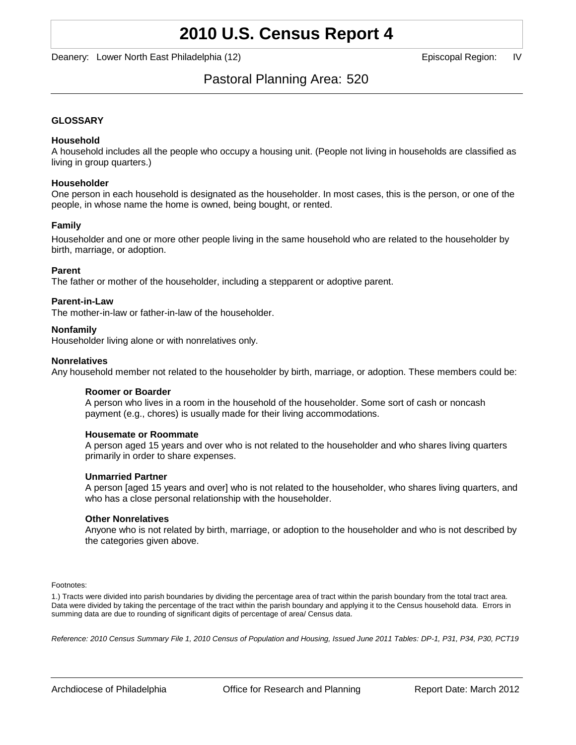# 2010 U.S. Census Report 4

Deanery: Lower North East Philadelphia (12) Episcopal Region: IV

## Pastoral Planning Area: 520

**GLOSSARY**

**Household**
A household includes all the people who occupy a housing unit. (People not living in households are classified as living in group quarters.)

**Householder**
One person in each household is designated as the householder. In most cases, this is the person, or one of the people, in whose name the home is owned, being bought, or rented.

**Family**
Householder and one or more other people living in the same household who are related to the householder by birth, marriage, or adoption.

**Parent**
The father or mother of the householder, including a stepparent or adoptive parent.

**Parent-in-Law**
The mother-in-law or father-in-law of the householder.

**Nonfamily**
Householder living alone or with nonrelatives only.

**Nonrelatives**
Any household member not related to the householder by birth, marriage, or adoption. These members could be:

> **Roomer or Boarder**
> A person who lives in a room in the household of the householder. Some sort of cash or noncash payment (e.g., chores) is usually made for their living accommodations.
>
> **Housemate or Roommate**
> A person aged 15 years and over who is not related to the householder and who shares living quarters primarily in order to share expenses.
>
> **Unmarried Partner**
> A person [aged 15 years and over] who is not related to the householder, who shares living quarters, and who has a close personal relationship with the householder.
>
> **Other Nonrelatives**
> Anyone who is not related by birth, marriage, or adoption to the householder and who is not described by the categories given above.

Footnotes:

1.) Tracts were divided into parish boundaries by dividing the percentage area of tract within the parish boundary from the total tract area. Data were divided by taking the percentage of the tract within the parish boundary and applying it to the Census household data. Errors in summing data are due to rounding of significant digits of percentage of area/ Census data.

*Reference: 2010 Census Summary File 1, 2010 Census of Population and Housing, Issued June 2011 Tables: DP-1, P31, P34, P30, PCT19*

Archdiocese of Philadelphia Office for Research and Planning Report Date: March 2012